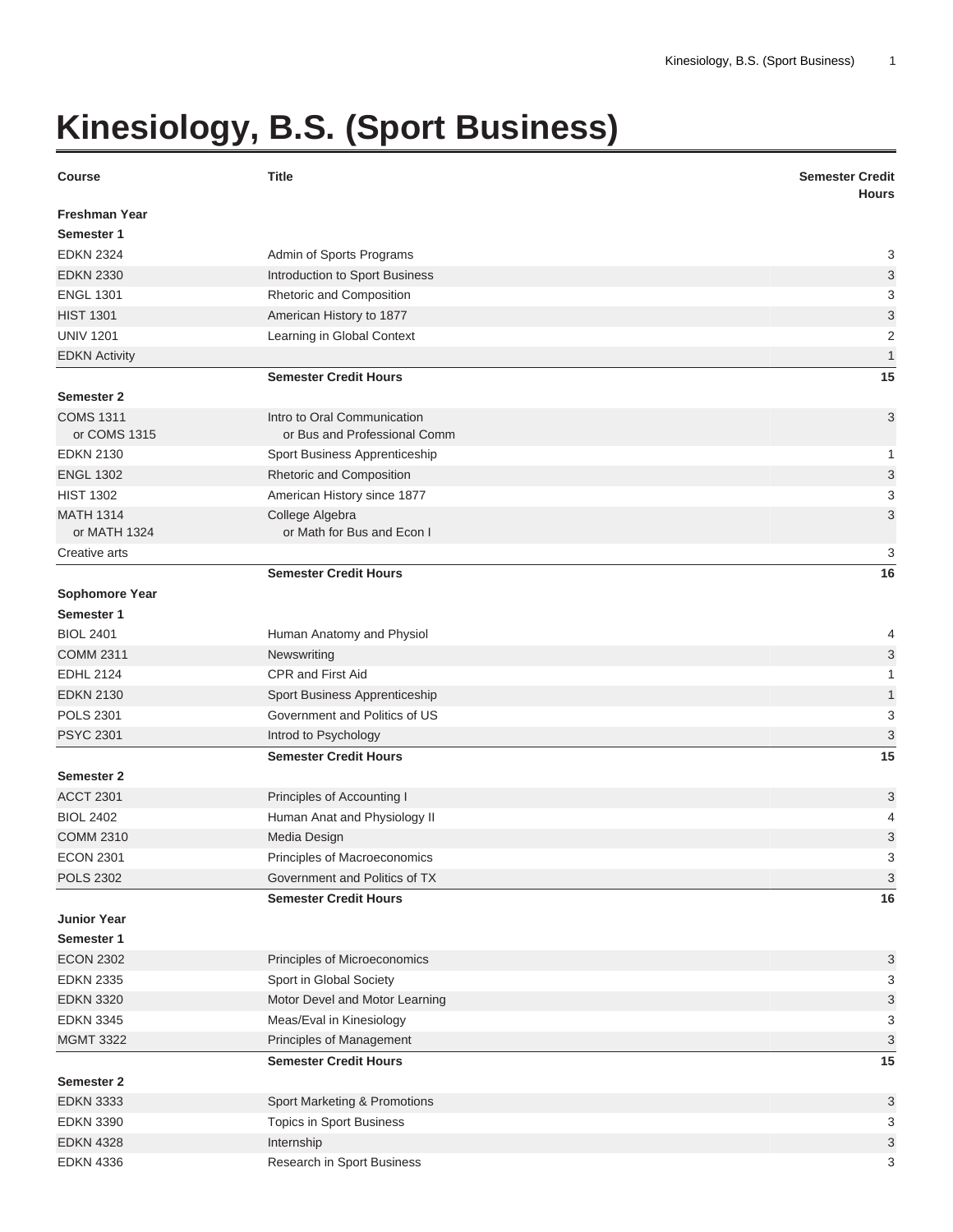# Kinesiology, B.S. (Sport Business)

| Course | Title | Semester Credit Hours |
|---|---|---|
| **Freshman Year** | | |
| **Semester 1** | | |
| EDKN 2324 | Admin of Sports Programs | 3 |
| EDKN 2330 | Introduction to Sport Business | 3 |
| ENGL 1301 | Rhetoric and Composition | 3 |
| HIST 1301 | American History to 1877 | 3 |
| UNIV 1201 | Learning in Global Context | 2 |
| EDKN Activity | | 1 |
| | **Semester Credit Hours** | **15** |
| **Semester 2** | | |
| COMS 1311 or COMS 1315 | Intro to Oral Communication or Bus and Professional Comm | 3 |
| EDKN 2130 | Sport Business Apprenticeship | 1 |
| ENGL 1302 | Rhetoric and Composition | 3 |
| HIST 1302 | American History since 1877 | 3 |
| MATH 1314 or MATH 1324 | College Algebra or Math for Bus and Econ I | 3 |
| Creative arts | | 3 |
| | **Semester Credit Hours** | **16** |
| **Sophomore Year** | | |
| **Semester 1** | | |
| BIOL 2401 | Human Anatomy and Physiol | 4 |
| COMM 2311 | Newswriting | 3 |
| EDHL 2124 | CPR and First Aid | 1 |
| EDKN 2130 | Sport Business Apprenticeship | 1 |
| POLS 2301 | Government and Politics of US | 3 |
| PSYC 2301 | Introd to Psychology | 3 |
| | **Semester Credit Hours** | **15** |
| **Semester 2** | | |
| ACCT 2301 | Principles of Accounting I | 3 |
| BIOL 2402 | Human Anat and Physiology II | 4 |
| COMM 2310 | Media Design | 3 |
| ECON 2301 | Principles of Macroeconomics | 3 |
| POLS 2302 | Government and Politics of TX | 3 |
| | **Semester Credit Hours** | **16** |
| **Junior Year** | | |
| **Semester 1** | | |
| ECON 2302 | Principles of Microeconomics | 3 |
| EDKN 2335 | Sport in Global Society | 3 |
| EDKN 3320 | Motor Devel and Motor Learning | 3 |
| EDKN 3345 | Meas/Eval in Kinesiology | 3 |
| MGMT 3322 | Principles of Management | 3 |
| | **Semester Credit Hours** | **15** |
| **Semester 2** | | |
| EDKN 3333 | Sport Marketing & Promotions | 3 |
| EDKN 3390 | Topics in Sport Business | 3 |
| EDKN 4328 | Internship | 3 |
| EDKN 4336 | Research in Sport Business | 3 |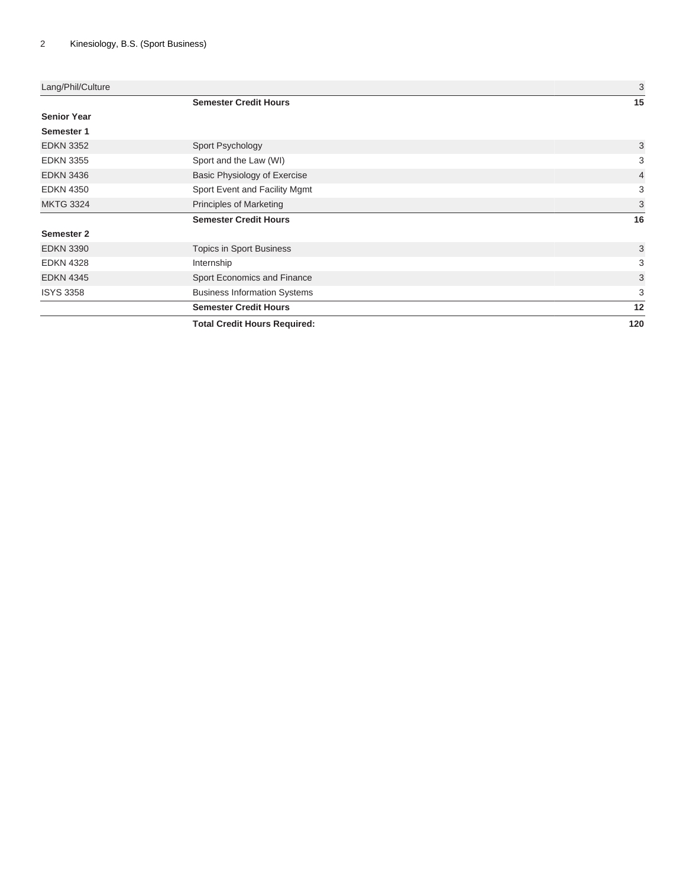| | | |
|---|---|---|
| Lang/Phil/Culture | | 3 |
| | **Semester Credit Hours** | **15** |
| **Senior Year** | | |
| **Semester 1** | | |
| EDKN 3352 | Sport Psychology | 3 |
| EDKN 3355 | Sport and the Law (WI) | 3 |
| EDKN 3436 | Basic Physiology of Exercise | 4 |
| EDKN 4350 | Sport Event and Facility Mgmt | 3 |
| MKTG 3324 | Principles of Marketing | 3 |
| | **Semester Credit Hours** | **16** |
| **Semester 2** | | |
| EDKN 3390 | Topics in Sport Business | 3 |
| EDKN 4328 | Internship | 3 |
| EDKN 4345 | Sport Economics and Finance | 3 |
| ISYS 3358 | Business Information Systems | 3 |
| | **Semester Credit Hours** | **12** |
| | **Total Credit Hours Required:** | **120** |